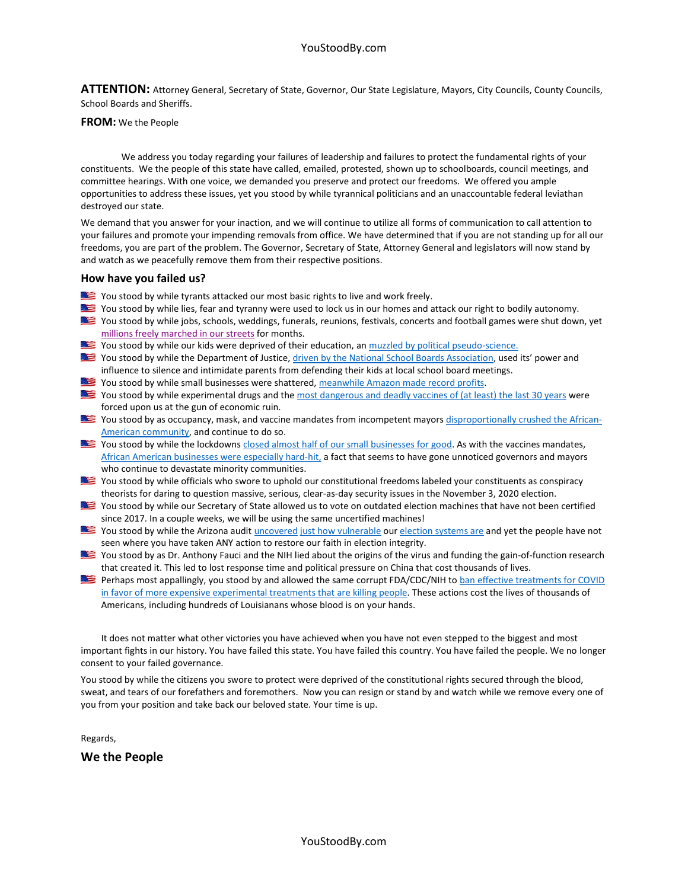**ATTENTION:** Attorney General, Secretary of State, Governor, Our State Legislature, Mayors, City Councils, County Councils, School Boards and Sheriffs.

**FROM:** We the People

We address you today regarding your failures of leadership and failures to protect the fundamental rights of your constituents. We the people of this state have called, emailed, protested, shown up to schoolboards, council meetings, and committee hearings. With one voice, we demanded you preserve and protect our freedoms. We offered you ample opportunities to address these issues, yet you stood by while tyrannical politicians and an unaccountable federal leviathan destroyed our state.

We demand that you answer for your inaction, and we will continue to utilize all forms of communication to call attention to your failures and promote your impending removals from office. We have determined that if you are not standing up for all our freedoms, you are part of the problem. The Governor, Secretary of State, Attorney General and legislators will now stand by and watch as we peacefully remove them from their respective positions.

## How have you failed us?

- You stood by while tyrants attacked our most basic rights to live and work freely.
- You stood by while lies, fear and tyranny were used to lock us in our homes and attack our right to bodily autonomy.
- You stood by while jobs, schools, weddings, funerals, reunions, festivals, concerts and football games were shut down, yet millions freely marched in our streets for months.
- You stood by while our kids were deprived of their education, an muzzled by political pseudo-science.
- You stood by while the Department of Justice, driven by the National School Boards Association, used its' power and influence to silence and intimidate parents from defending their kids at local school board meetings.
- You stood by while small businesses were shattered, meanwhile Amazon made record profits.
- You stood by while experimental drugs and the most dangerous and deadly vaccines of (at least) the last 30 years were forced upon us at the gun of economic ruin.
- You stood by as occupancy, mask, and vaccine mandates from incompetent mayors disproportionally crushed the African-American community, and continue to do so.
- You stood by while the lockdowns closed almost half of our small businesses for good. As with the vaccines mandates, African American businesses were especially hard-hit, a fact that seems to have gone unnoticed governors and mayors who continue to devastate minority communities.
- You stood by while officials who swore to uphold our constitutional freedoms labeled your constituents as conspiracy theorists for daring to question massive, serious, clear-as-day security issues in the November 3, 2020 election.
- You stood by while our Secretary of State allowed us to vote on outdated election machines that have not been certified since 2017. In a couple weeks, we will be using the same uncertified machines!
- You stood by while the Arizona audit uncovered just how vulnerable our election systems are and yet the people have not seen where you have taken ANY action to restore our faith in election integrity.
- You stood by as Dr. Anthony Fauci and the NIH lied about the origins of the virus and funding the gain-of-function research that created it. This led to lost response time and political pressure on China that cost thousands of lives.
- Perhaps most appallingly, you stood by and allowed the same corrupt FDA/CDC/NIH to ban effective treatments for COVID in favor of more expensive experimental treatments that are killing people. These actions cost the lives of thousands of Americans, including hundreds of Louisianans whose blood is on your hands.

It does not matter what other victories you have achieved when you have not even stepped to the biggest and most important fights in our history. You have failed this state. You have failed this country. You have failed the people. We no longer consent to your failed governance.

You stood by while the citizens you swore to protect were deprived of the constitutional rights secured through the blood, sweat, and tears of our forefathers and foremothers. Now you can resign or stand by and watch while we remove every one of you from your position and take back our beloved state. Your time is up.

Regards,

**We the People**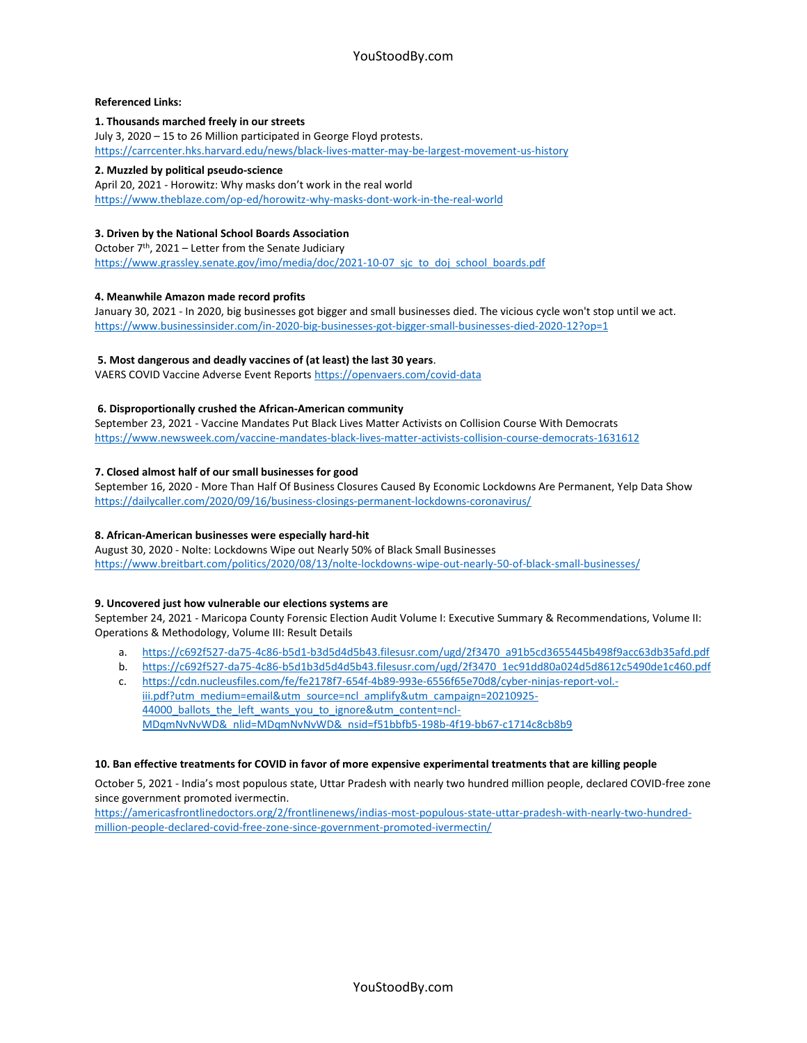**Referenced Links:**

**1. Thousands marched freely in our streets**
July 3, 2020 – 15 to 26 Million participated in George Floyd protests.
https://carrcenter.hks.harvard.edu/news/black-lives-matter-may-be-largest-movement-us-history

**2. Muzzled by political pseudo-science**
April 20, 2021 - Horowitz: Why masks don't work in the real world
https://www.theblaze.com/op-ed/horowitz-why-masks-dont-work-in-the-real-world

**3. Driven by the National School Boards Association**
October 7th, 2021 – Letter from the Senate Judiciary
https://www.grassley.senate.gov/imo/media/doc/2021-10-07_sjc_to_doj_school_boards.pdf

**4. Meanwhile Amazon made record profits**
January 30, 2021 - In 2020, big businesses got bigger and small businesses died. The vicious cycle won't stop until we act.
https://www.businessinsider.com/in-2020-big-businesses-got-bigger-small-businesses-died-2020-12?op=1

**5. Most dangerous and deadly vaccines of (at least) the last 30 years**.
VAERS COVID Vaccine Adverse Event Reports https://openvaers.com/covid-data

**6. Disproportionally crushed the African-American community**
September 23, 2021 - Vaccine Mandates Put Black Lives Matter Activists on Collision Course With Democrats
https://www.newsweek.com/vaccine-mandates-black-lives-matter-activists-collision-course-democrats-1631612

**7. Closed almost half of our small businesses for good**
September 16, 2020 - More Than Half Of Business Closures Caused By Economic Lockdowns Are Permanent, Yelp Data Show
https://dailycaller.com/2020/09/16/business-closings-permanent-lockdowns-coronavirus/

**8. African-American businesses were especially hard-hit**
August 30, 2020 - Nolte: Lockdowns Wipe out Nearly 50% of Black Small Businesses
https://www.breitbart.com/politics/2020/08/13/nolte-lockdowns-wipe-out-nearly-50-of-black-small-businesses/

**9. Uncovered just how vulnerable our elections systems are**
September 24, 2021 - Maricopa County Forensic Election Audit Volume I: Executive Summary & Recommendations, Volume II: Operations & Methodology, Volume III: Result Details

a. https://c692f527-da75-4c86-b5d1-b3d5d4d5b43.filesusr.com/ugd/2f3470_a91b5cd3655445b498f9acc63db35afd.pdf
b. https://c692f527-da75-4c86-b5d1b3d5d4d5b43.filesusr.com/ugd/2f3470_1ec91dd80a024d5d8612c5490de1c460.pdf
c. https://cdn.nucleusfiles.com/fe/fe2178f7-654f-4b89-993e-6556f65e70d8/cyber-ninjas-report-vol.-iii.pdf?utm_medium=email&utm_source=ncl_amplify&utm_campaign=20210925-44000_ballots_the_left_wants_you_to_ignore&utm_content=ncl-MDqmNvNvWD&_nlid=MDqmNvNvWD&_nsid=f51bbfb5-198b-4f19-bb67-c1714c8cb8b9

**10. Ban effective treatments for COVID in favor of more expensive experimental treatments that are killing people**

October 5, 2021 - India's most populous state, Uttar Pradesh with nearly two hundred million people, declared COVID-free zone since government promoted ivermectin.
https://americasfrontlinedoctors.org/2/frontlinenews/indias-most-populous-state-uttar-pradesh-with-nearly-two-hundred-million-people-declared-covid-free-zone-since-government-promoted-ivermectin/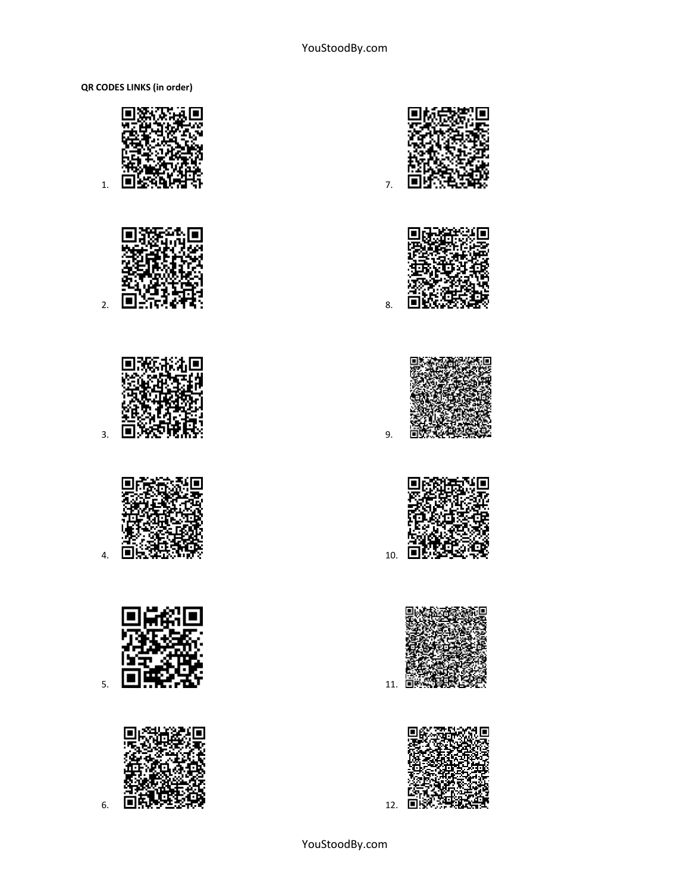**QR CODES LINKS (in order)**

1.
2.
3.
4.
5.
6.
7.
8.
9.
10.
11.
12.